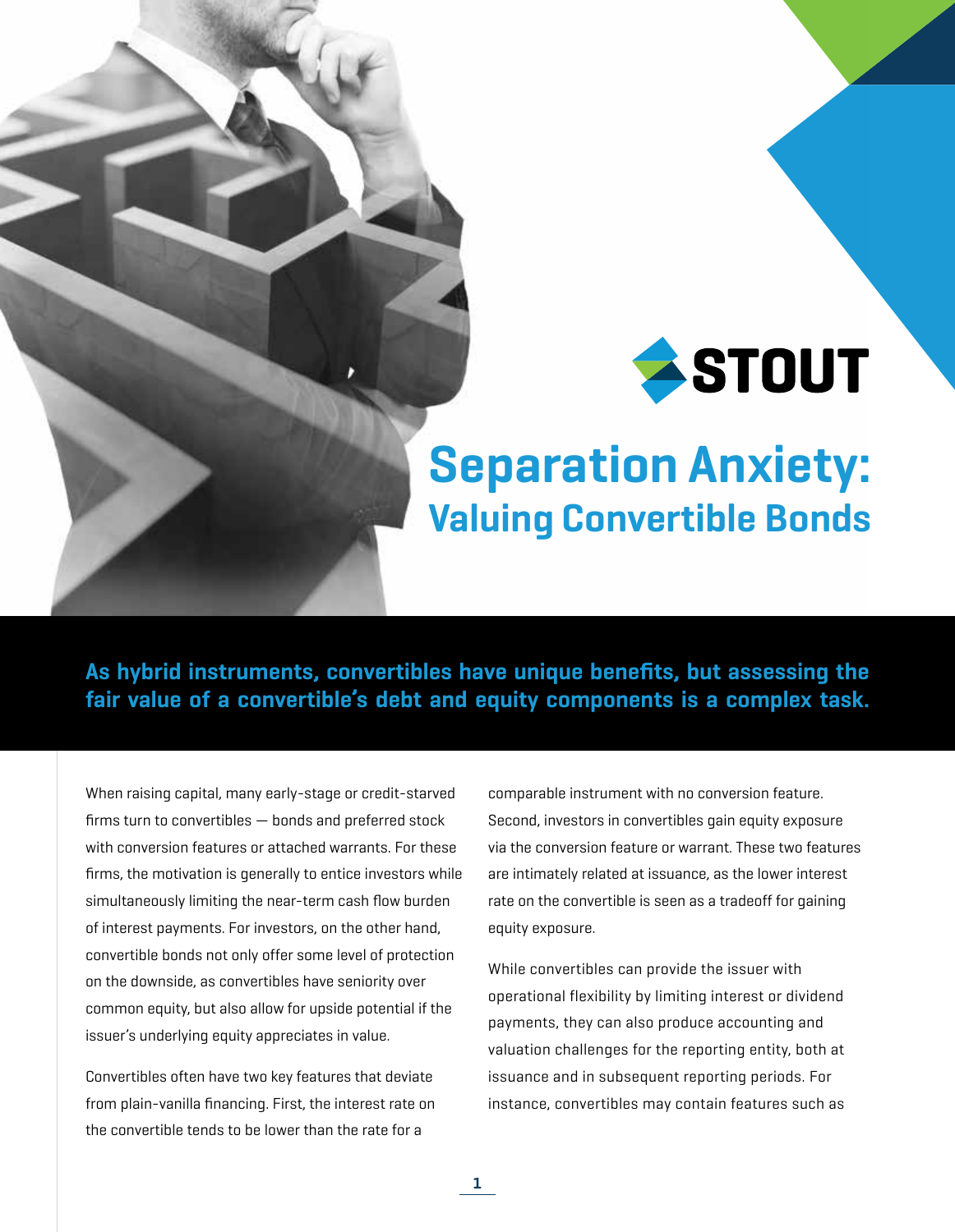STOUT

# Separation Anxiety:
## Valuing Convertible Bonds

**As hybrid instruments, convertibles have unique benefits, but assessing the fair value of a convertible's debt and equity components is a complex task.**

When raising capital, many early-stage or credit-starved firms turn to convertibles — bonds and preferred stock with conversion features or attached warrants. For these firms, the motivation is generally to entice investors while simultaneously limiting the near-term cash flow burden of interest payments. For investors, on the other hand, convertible bonds not only offer some level of protection on the downside, as convertibles have seniority over common equity, but also allow for upside potential if the issuer's underlying equity appreciates in value.

Convertibles often have two key features that deviate from plain-vanilla financing. First, the interest rate on the convertible tends to be lower than the rate for a comparable instrument with no conversion feature. Second, investors in convertibles gain equity exposure via the conversion feature or warrant. These two features are intimately related at issuance, as the lower interest rate on the convertible is seen as a tradeoff for gaining equity exposure.

While convertibles can provide the issuer with operational flexibility by limiting interest or dividend payments, they can also produce accounting and valuation challenges for the reporting entity, both at issuance and in subsequent reporting periods. For instance, convertibles may contain features such as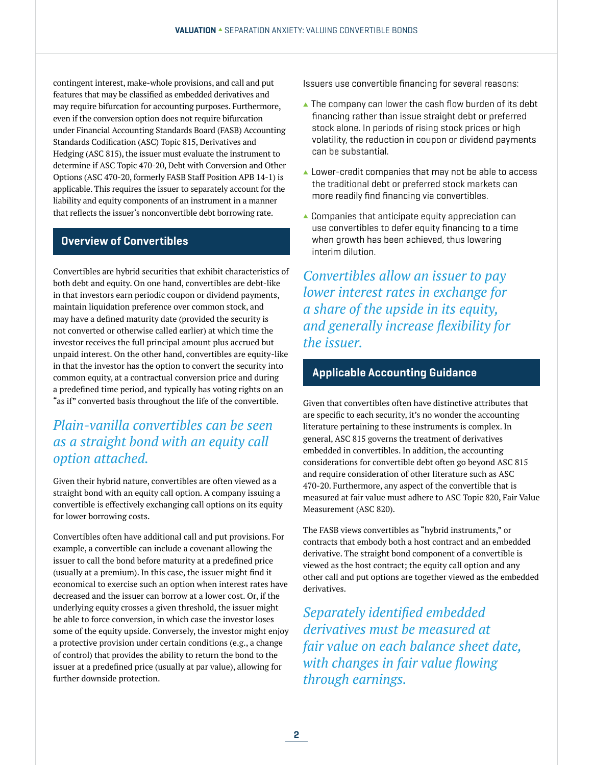contingent interest, make-whole provisions, and call and put features that may be classified as embedded derivatives and may require bifurcation for accounting purposes. Furthermore, even if the conversion option does not require bifurcation under Financial Accounting Standards Board (FASB) Accounting Standards Codification (ASC) Topic 815, Derivatives and Hedging (ASC 815), the issuer must evaluate the instrument to determine if ASC Topic 470-20, Debt with Conversion and Other Options (ASC 470-20, formerly FASB Staff Position APB 14-1) is applicable. This requires the issuer to separately account for the liability and equity components of an instrument in a manner that reflects the issuer's nonconvertible debt borrowing rate.

## Overview of Convertibles

Convertibles are hybrid securities that exhibit characteristics of both debt and equity. On one hand, convertibles are debt-like in that investors earn periodic coupon or dividend payments, maintain liquidation preference over common stock, and may have a defined maturity date (provided the security is not converted or otherwise called earlier) at which time the investor receives the full principal amount plus accrued but unpaid interest. On the other hand, convertibles are equity-like in that the investor has the option to convert the security into common equity, at a contractual conversion price and during a predefined time period, and typically has voting rights on an "as if" converted basis throughout the life of the convertible.

*Plain-vanilla convertibles can be seen as a straight bond with an equity call option attached.*

Given their hybrid nature, convertibles are often viewed as a straight bond with an equity call option. A company issuing a convertible is effectively exchanging call options on its equity for lower borrowing costs.

Convertibles often have additional call and put provisions. For example, a convertible can include a covenant allowing the issuer to call the bond before maturity at a predefined price (usually at a premium). In this case, the issuer might find it economical to exercise such an option when interest rates have decreased and the issuer can borrow at a lower cost. Or, if the underlying equity crosses a given threshold, the issuer might be able to force conversion, in which case the investor loses some of the equity upside. Conversely, the investor might enjoy a protective provision under certain conditions (e.g., a change of control) that provides the ability to return the bond to the issuer at a predefined price (usually at par value), allowing for further downside protection.

Issuers use convertible financing for several reasons:

- The company can lower the cash flow burden of its debt financing rather than issue straight debt or preferred stock alone. In periods of rising stock prices or high volatility, the reduction in coupon or dividend payments can be substantial.
- Lower-credit companies that may not be able to access the traditional debt or preferred stock markets can more readily find financing via convertibles.
- Companies that anticipate equity appreciation can use convertibles to defer equity financing to a time when growth has been achieved, thus lowering interim dilution.

*Convertibles allow an issuer to pay lower interest rates in exchange for a share of the upside in its equity, and generally increase flexibility for the issuer.*

## Applicable Accounting Guidance

Given that convertibles often have distinctive attributes that are specific to each security, it's no wonder the accounting literature pertaining to these instruments is complex. In general, ASC 815 governs the treatment of derivatives embedded in convertibles. In addition, the accounting considerations for convertible debt often go beyond ASC 815 and require consideration of other literature such as ASC 470-20. Furthermore, any aspect of the convertible that is measured at fair value must adhere to ASC Topic 820, Fair Value Measurement (ASC 820).

The FASB views convertibles as "hybrid instruments," or contracts that embody both a host contract and an embedded derivative. The straight bond component of a convertible is viewed as the host contract; the equity call option and any other call and put options are together viewed as the embedded derivatives.

*Separately identified embedded derivatives must be measured at fair value on each balance sheet date, with changes in fair value flowing through earnings.*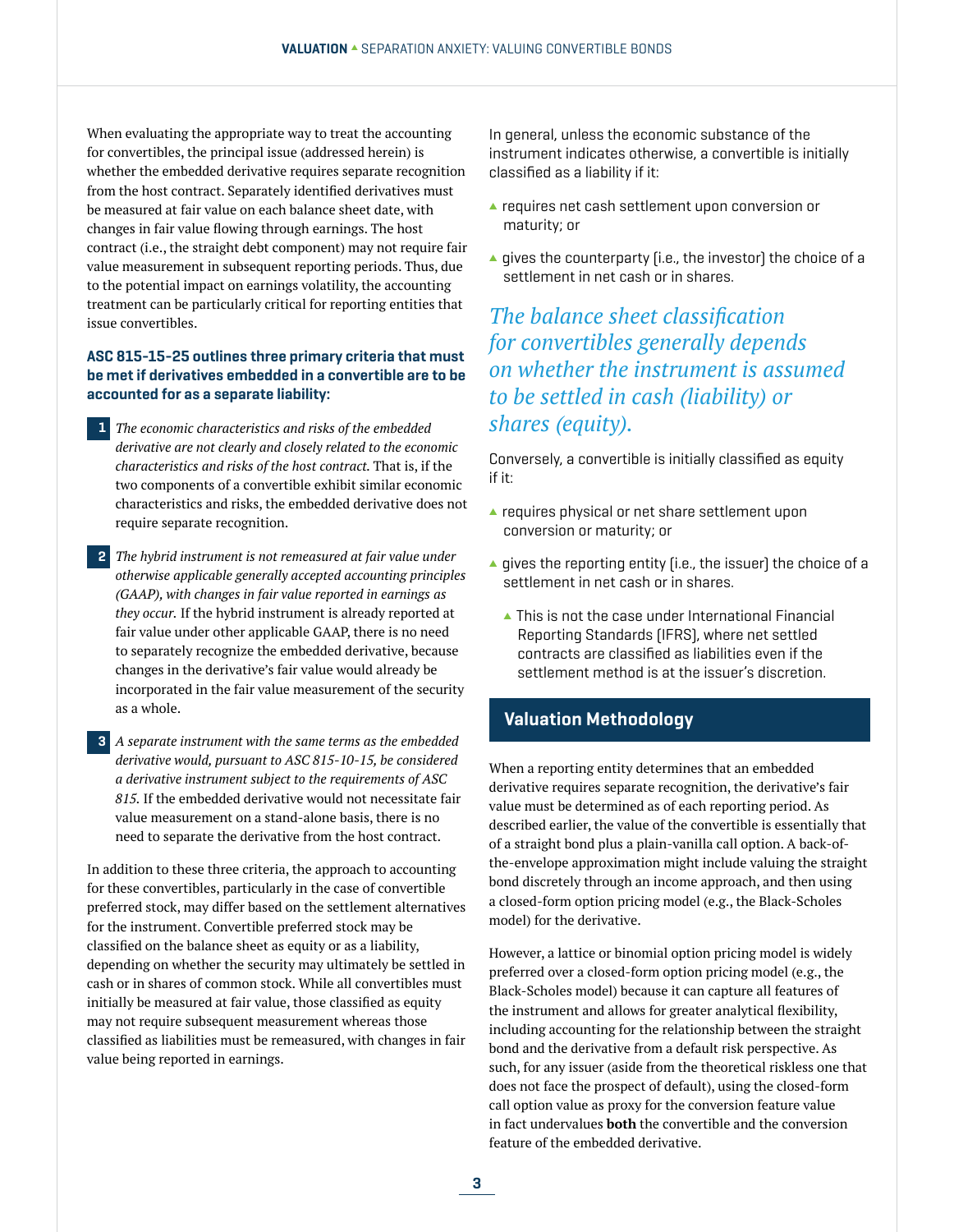When evaluating the appropriate way to treat the accounting for convertibles, the principal issue (addressed herein) is whether the embedded derivative requires separate recognition from the host contract. Separately identified derivatives must be measured at fair value on each balance sheet date, with changes in fair value flowing through earnings. The host contract (i.e., the straight debt component) may not require fair value measurement in subsequent reporting periods. Thus, due to the potential impact on earnings volatility, the accounting treatment can be particularly critical for reporting entities that issue convertibles.

**ASC 815-15-25 outlines three primary criteria that must be met if derivatives embedded in a convertible are to be accounted for as a separate liability:**

1. *The economic characteristics and risks of the embedded derivative are not clearly and closely related to the economic characteristics and risks of the host contract.* That is, if the two components of a convertible exhibit similar economic characteristics and risks, the embedded derivative does not require separate recognition.

2. *The hybrid instrument is not remeasured at fair value under otherwise applicable generally accepted accounting principles (GAAP), with changes in fair value reported in earnings as they occur.* If the hybrid instrument is already reported at fair value under other applicable GAAP, there is no need to separately recognize the embedded derivative, because changes in the derivative's fair value would already be incorporated in the fair value measurement of the security as a whole.

3. *A separate instrument with the same terms as the embedded derivative would, pursuant to ASC 815-10-15, be considered a derivative instrument subject to the requirements of ASC 815.* If the embedded derivative would not necessitate fair value measurement on a stand-alone basis, there is no need to separate the derivative from the host contract.

In addition to these three criteria, the approach to accounting for these convertibles, particularly in the case of convertible preferred stock, may differ based on the settlement alternatives for the instrument. Convertible preferred stock may be classified on the balance sheet as equity or as a liability, depending on whether the security may ultimately be settled in cash or in shares of common stock. While all convertibles must initially be measured at fair value, those classified as equity may not require subsequent measurement whereas those classified as liabilities must be remeasured, with changes in fair value being reported in earnings.

In general, unless the economic substance of the instrument indicates otherwise, a convertible is initially classified as a liability if it:

- requires net cash settlement upon conversion or maturity; or
- gives the counterparty (i.e., the investor) the choice of a settlement in net cash or in shares.

*The balance sheet classification for convertibles generally depends on whether the instrument is assumed to be settled in cash (liability) or shares (equity).*

Conversely, a convertible is initially classified as equity if it:

- requires physical or net share settlement upon conversion or maturity; or
- gives the reporting entity (i.e., the issuer) the choice of a settlement in net cash or in shares.
  - This is not the case under International Financial Reporting Standards (IFRS), where net settled contracts are classified as liabilities even if the settlement method is at the issuer's discretion.

## Valuation Methodology

When a reporting entity determines that an embedded derivative requires separate recognition, the derivative's fair value must be determined as of each reporting period. As described earlier, the value of the convertible is essentially that of a straight bond plus a plain-vanilla call option. A back-of-the-envelope approximation might include valuing the straight bond discretely through an income approach, and then using a closed-form option pricing model (e.g., the Black-Scholes model) for the derivative.

However, a lattice or binomial option pricing model is widely preferred over a closed-form option pricing model (e.g., the Black-Scholes model) because it can capture all features of the instrument and allows for greater analytical flexibility, including accounting for the relationship between the straight bond and the derivative from a default risk perspective. As such, for any issuer (aside from the theoretical riskless one that does not face the prospect of default), using the closed-form call option value as proxy for the conversion feature value in fact undervalues **both** the convertible and the conversion feature of the embedded derivative.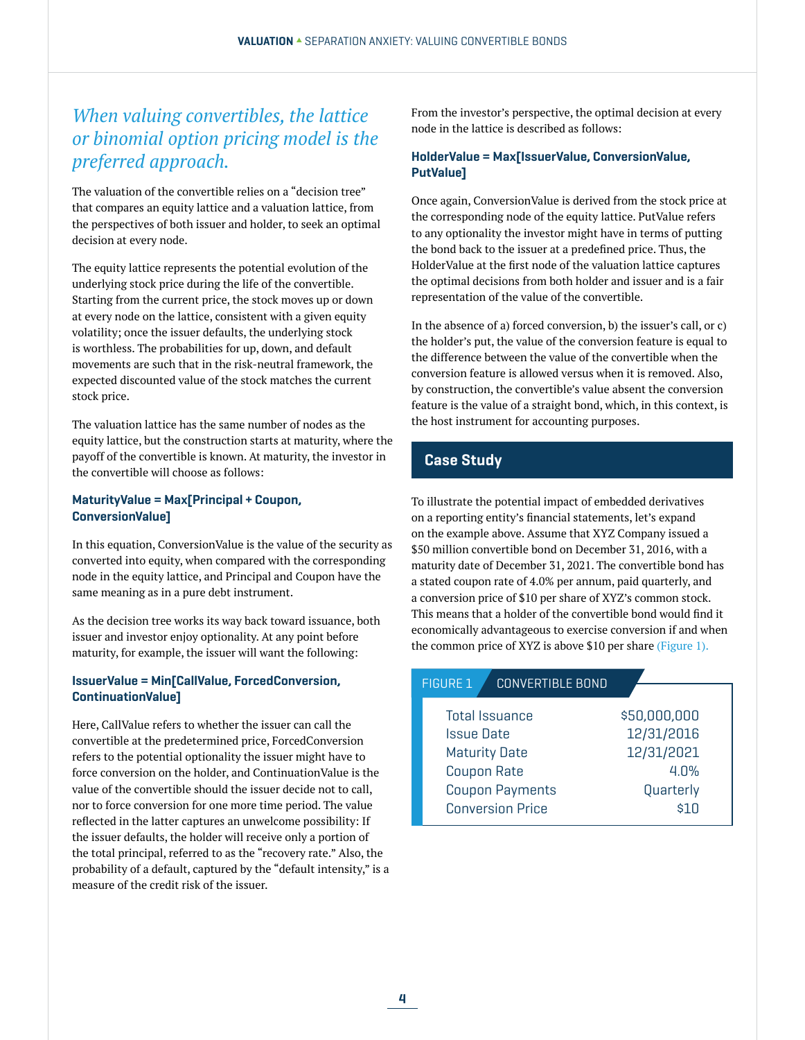*When valuing convertibles, the lattice or binomial option pricing model is the preferred approach.*

The valuation of the convertible relies on a "decision tree" that compares an equity lattice and a valuation lattice, from the perspectives of both issuer and holder, to seek an optimal decision at every node.

The equity lattice represents the potential evolution of the underlying stock price during the life of the convertible. Starting from the current price, the stock moves up or down at every node on the lattice, consistent with a given equity volatility; once the issuer defaults, the underlying stock is worthless. The probabilities for up, down, and default movements are such that in the risk-neutral framework, the expected discounted value of the stock matches the current stock price.

The valuation lattice has the same number of nodes as the equity lattice, but the construction starts at maturity, where the payoff of the convertible is known. At maturity, the investor in the convertible will choose as follows:

**MaturityValue = Max[Principal + Coupon, ConversionValue]**

In this equation, ConversionValue is the value of the security as converted into equity, when compared with the corresponding node in the equity lattice, and Principal and Coupon have the same meaning as in a pure debt instrument.

As the decision tree works its way back toward issuance, both issuer and investor enjoy optionality. At any point before maturity, for example, the issuer will want the following:

**IssuerValue = Min[CallValue, ForcedConversion, ContinuationValue]**

Here, CallValue refers to whether the issuer can call the convertible at the predetermined price, ForcedConversion refers to the potential optionality the issuer might have to force conversion on the holder, and ContinuationValue is the value of the convertible should the issuer decide not to call, nor to force conversion for one more time period. The value reflected in the latter captures an unwelcome possibility: If the issuer defaults, the holder will receive only a portion of the total principal, referred to as the "recovery rate." Also, the probability of a default, captured by the "default intensity," is a measure of the credit risk of the issuer.

From the investor's perspective, the optimal decision at every node in the lattice is described as follows:

**HolderValue = Max[IssuerValue, ConversionValue, PutValue]**

Once again, ConversionValue is derived from the stock price at the corresponding node of the equity lattice. PutValue refers to any optionality the investor might have in terms of putting the bond back to the issuer at a predefined price. Thus, the HolderValue at the first node of the valuation lattice captures the optimal decisions from both holder and issuer and is a fair representation of the value of the convertible.

In the absence of a) forced conversion, b) the issuer's call, or c) the holder's put, the value of the conversion feature is equal to the difference between the value of the convertible when the conversion feature is allowed versus when it is removed. Also, by construction, the convertible's value absent the conversion feature is the value of a straight bond, which, in this context, is the host instrument for accounting purposes.

## Case Study

To illustrate the potential impact of embedded derivatives on a reporting entity's financial statements, let's expand on the example above. Assume that XYZ Company issued a $50 million convertible bond on December 31, 2016, with a maturity date of December 31, 2021. The convertible bond has a stated coupon rate of 4.0% per annum, paid quarterly, and a conversion price of $10 per share of XYZ's common stock. This means that a holder of the convertible bond would find it economically advantageous to exercise conversion if and when the common price of XYZ is above $10 per share (Figure 1).

FIGURE 1 CONVERTIBLE BOND

| | |
|---|---|
| Total Issuance | $50,000,000 |
| Issue Date | 12/31/2016 |
| Maturity Date | 12/31/2021 |
| Coupon Rate | 4.0% |
| Coupon Payments | Quarterly |
| Conversion Price | $10 |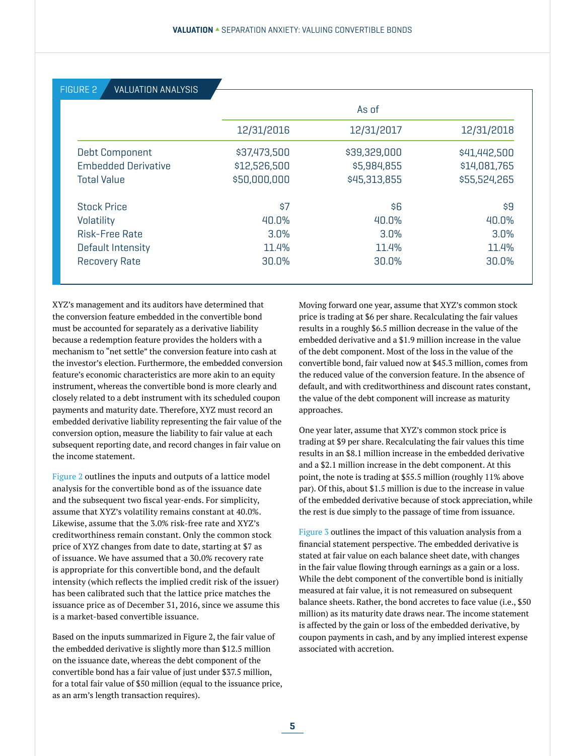FIGURE 2 VALUATION ANALYSIS

| | As of | | |
|---|---|---|---|
| | 12/31/2016 | 12/31/2017 | 12/31/2018 |
| Debt Component | $37,473,500 | $39,329,000 | $41,442,500 |
| Embedded Derivative | $12,526,500 | $5,984,855 | $14,081,765 |
| Total Value | $50,000,000 | $45,313,855 | $55,524,265 |
| Stock Price | $7 | $6 | $9 |
| Volatility | 40.0% | 40.0% | 40.0% |
| Risk-Free Rate | 3.0% | 3.0% | 3.0% |
| Default Intensity | 11.4% | 11.4% | 11.4% |
| Recovery Rate | 30.0% | 30.0% | 30.0% |

XYZ's management and its auditors have determined that the conversion feature embedded in the convertible bond must be accounted for separately as a derivative liability because a redemption feature provides the holders with a mechanism to "net settle" the conversion feature into cash at the investor's election. Furthermore, the embedded conversion feature's economic characteristics are more akin to an equity instrument, whereas the convertible bond is more clearly and closely related to a debt instrument with its scheduled coupon payments and maturity date. Therefore, XYZ must record an embedded derivative liability representing the fair value of the conversion option, measure the liability to fair value at each subsequent reporting date, and record changes in fair value on the income statement.

Figure 2 outlines the inputs and outputs of a lattice model analysis for the convertible bond as of the issuance date and the subsequent two fiscal year-ends. For simplicity, assume that XYZ's volatility remains constant at 40.0%. Likewise, assume that the 3.0% risk-free rate and XYZ's creditworthiness remain constant. Only the common stock price of XYZ changes from date to date, starting at $7 as of issuance. We have assumed that a 30.0% recovery rate is appropriate for this convertible bond, and the default intensity (which reflects the implied credit risk of the issuer) has been calibrated such that the lattice price matches the issuance price as of December 31, 2016, since we assume this is a market-based convertible issuance.

Based on the inputs summarized in Figure 2, the fair value of the embedded derivative is slightly more than $12.5 million on the issuance date, whereas the debt component of the convertible bond has a fair value of just under $37.5 million, for a total fair value of $50 million (equal to the issuance price, as an arm's length transaction requires).

Moving forward one year, assume that XYZ's common stock price is trading at $6 per share. Recalculating the fair values results in a roughly $6.5 million decrease in the value of the embedded derivative and a $1.9 million increase in the value of the debt component. Most of the loss in the value of the convertible bond, fair valued now at $45.3 million, comes from the reduced value of the conversion feature. In the absence of default, and with creditworthiness and discount rates constant, the value of the debt component will increase as maturity approaches.

One year later, assume that XYZ's common stock price is trading at $9 per share. Recalculating the fair values this time results in an $8.1 million increase in the embedded derivative and a $2.1 million increase in the debt component. At this point, the note is trading at $55.5 million (roughly 11% above par). Of this, about $1.5 million is due to the increase in value of the embedded derivative because of stock appreciation, while the rest is due simply to the passage of time from issuance.

Figure 3 outlines the impact of this valuation analysis from a financial statement perspective. The embedded derivative is stated at fair value on each balance sheet date, with changes in the fair value flowing through earnings as a gain or a loss. While the debt component of the convertible bond is initially measured at fair value, it is not remeasured on subsequent balance sheets. Rather, the bond accretes to face value (i.e., $50 million) as its maturity date draws near. The income statement is affected by the gain or loss of the embedded derivative, by coupon payments in cash, and by any implied interest expense associated with accretion.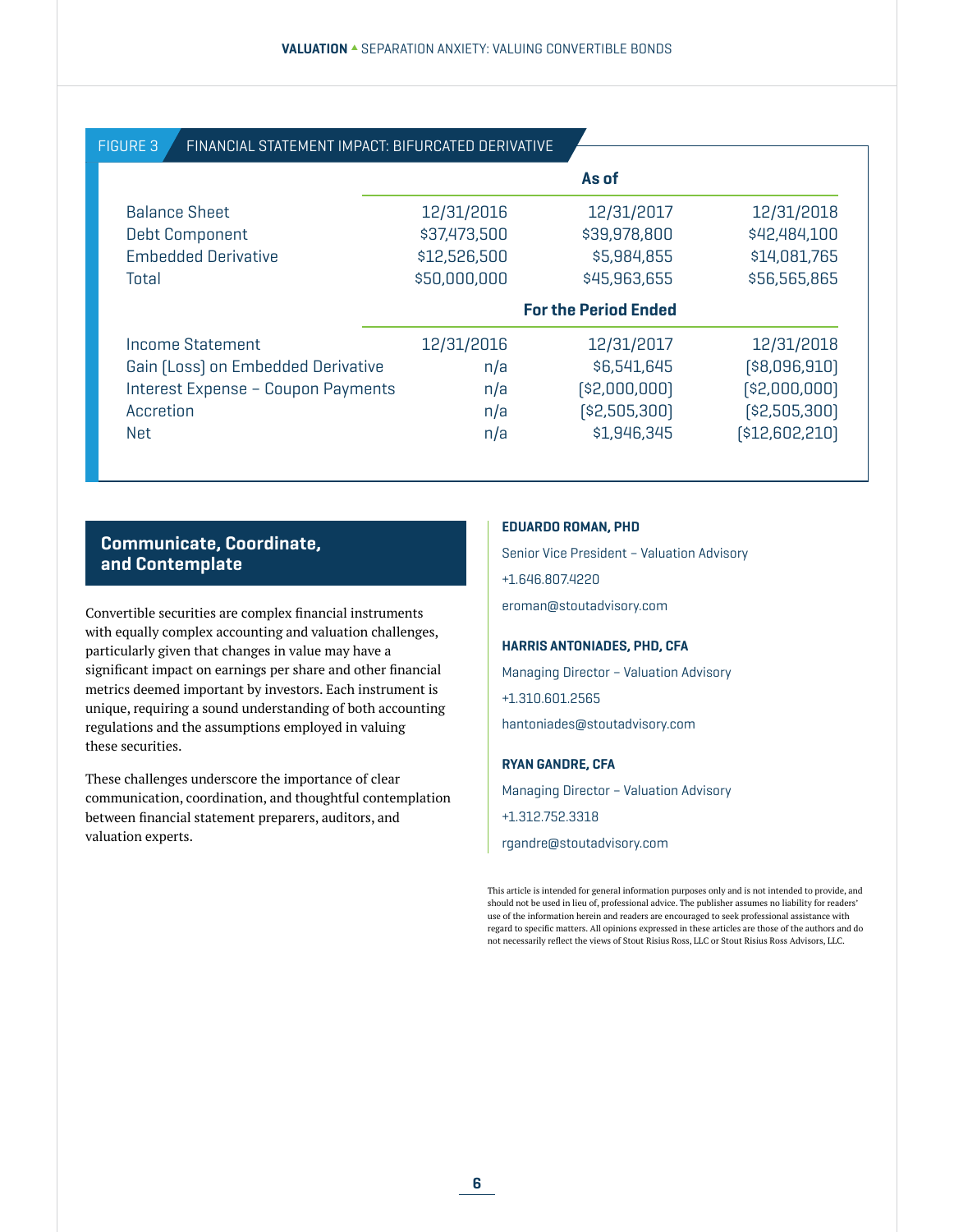FIGURE 3 FINANCIAL STATEMENT IMPACT: BIFURCATED DERIVATIVE

| | As of | | |
|---|---|---|---|
| Balance Sheet | 12/31/2016 | 12/31/2017 | 12/31/2018 |
| Debt Component | $37,473,500 | $39,978,800 | $42,484,100 |
| Embedded Derivative | $12,526,500 | $5,984,855 | $14,081,765 |
| Total | $50,000,000 | $45,963,655 | $56,565,865 |
| | **For the Period Ended** | | |
| Income Statement | 12/31/2016 | 12/31/2017 | 12/31/2018 |
| Gain (Loss) on Embedded Derivative | n/a | $6,541,645 | ($8,096,910) |
| Interest Expense – Coupon Payments | n/a | ($2,000,000) | ($2,000,000) |
| Accretion | n/a | ($2,505,300) | ($2,505,300) |
| Net | n/a | $1,946,345 | ($12,602,210) |

## Communicate, Coordinate, and Contemplate

Convertible securities are complex financial instruments with equally complex accounting and valuation challenges, particularly given that changes in value may have a significant impact on earnings per share and other financial metrics deemed important by investors. Each instrument is unique, requiring a sound understanding of both accounting regulations and the assumptions employed in valuing these securities.

These challenges underscore the importance of clear communication, coordination, and thoughtful contemplation between financial statement preparers, auditors, and valuation experts.

**EDUARDO ROMAN, PHD**

Senior Vice President – Valuation Advisory

+1.646.807.4220

eroman@stoutadvisory.com

**HARRIS ANTONIADES, PHD, CFA**

Managing Director – Valuation Advisory

+1.310.601.2565

hantoniades@stoutadvisory.com

**RYAN GANDRE, CFA**

Managing Director – Valuation Advisory

+1.312.752.3318

rgandre@stoutadvisory.com

This article is intended for general information purposes only and is not intended to provide, and should not be used in lieu of, professional advice. The publisher assumes no liability for readers' use of the information herein and readers are encouraged to seek professional assistance with regard to specific matters. All opinions expressed in these articles are those of the authors and do not necessarily reflect the views of Stout Risius Ross, LLC or Stout Risius Ross Advisors, LLC.